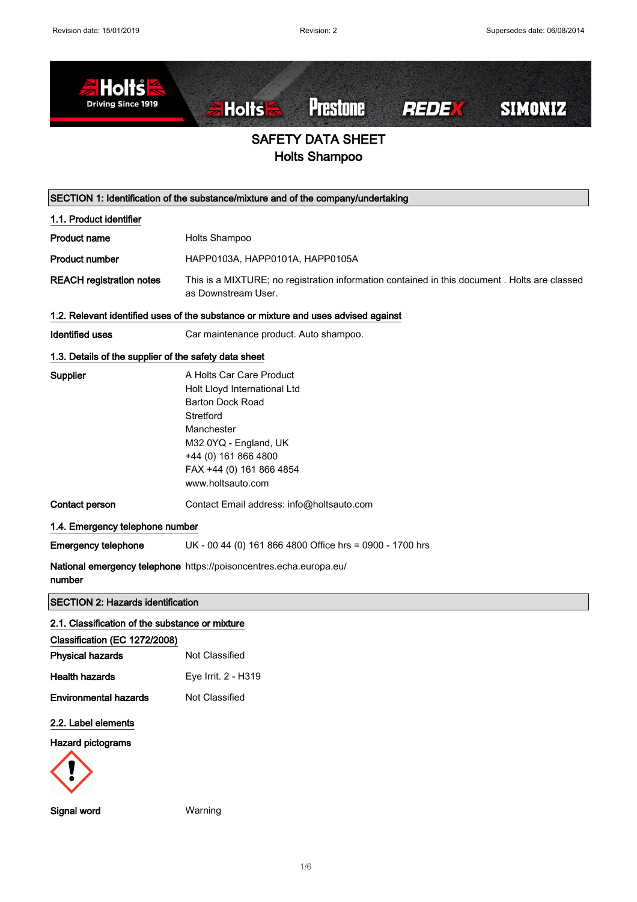Revision date: 15/01/2019 Revision: 2 Supersedes date: 06/08/2014

# SAFETY DATA SHEET
## Holts Shampoo

## SECTION 1: Identification of the substance/mixture and of the company/undertaking

### 1.1. Product identifier

**Product name** Holts Shampoo

**Product number** HAPP0103A, HAPP0101A, HAPP0105A

**REACH registration notes** This is a MIXTURE; no registration information contained in this document . Holts are classed as Downstream User.

### 1.2. Relevant identified uses of the substance or mixture and uses advised against

**Identified uses** Car maintenance product. Auto shampoo.

### 1.3. Details of the supplier of the safety data sheet

**Supplier**
A Holts Car Care Product
Holt Lloyd International Ltd
Barton Dock Road
Stretford
Manchester
M32 0YQ - England, UK
+44 (0) 161 866 4800
FAX +44 (0) 161 866 4854
www.holtsauto.com

**Contact person** Contact Email address: info@holtsauto.com

### 1.4. Emergency telephone number

**Emergency telephone** UK - 00 44 (0) 161 866 4800 Office hrs = 0900 - 1700 hrs

**National emergency telephone number** https://poisoncentres.echa.europa.eu/

## SECTION 2: Hazards identification

### 2.1. Classification of the substance or mixture

**Classification (EC 1272/2008)**

**Physical hazards** Not Classified

**Health hazards** Eye Irrit. 2 - H319

**Environmental hazards** Not Classified

### 2.2. Label elements

**Hazard pictograms**

**Signal word** Warning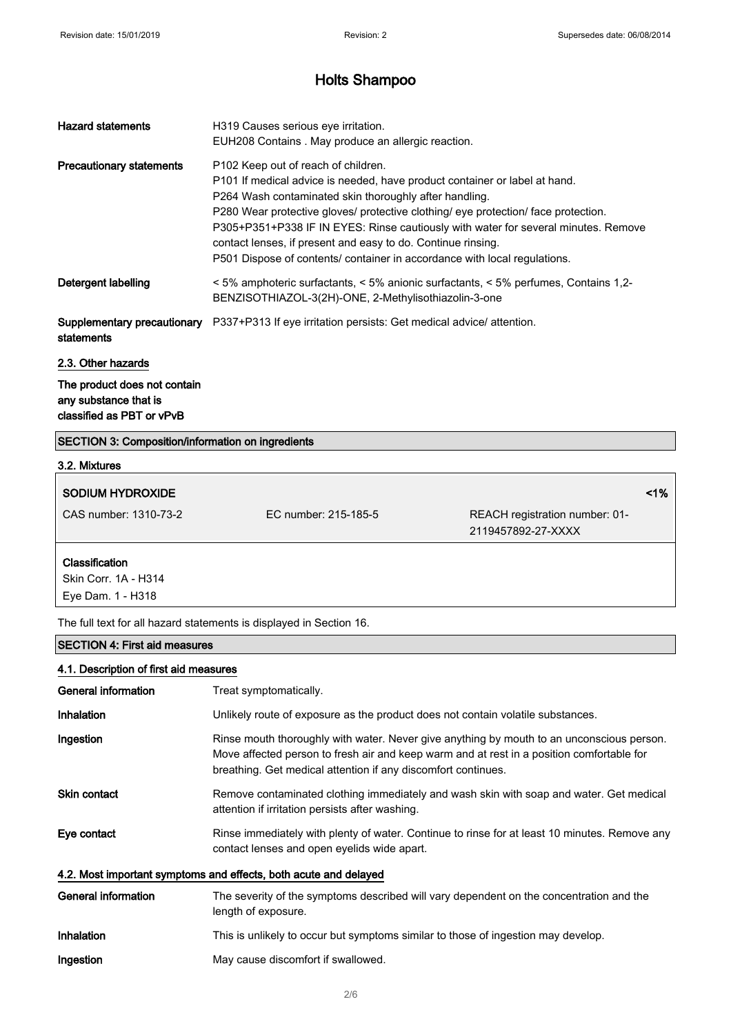# Holts Shampoo

| | |
|---|---|
| **Hazard statements** | H319 Causes serious eye irritation.<br>EUH208 Contains . May produce an allergic reaction. |
| **Precautionary statements** | P102 Keep out of reach of children.<br>P101 If medical advice is needed, have product container or label at hand.<br>P264 Wash contaminated skin thoroughly after handling.<br>P280 Wear protective gloves/ protective clothing/ eye protection/ face protection.<br>P305+P351+P338 IF IN EYES: Rinse cautiously with water for several minutes. Remove contact lenses, if present and easy to do. Continue rinsing.<br>P501 Dispose of contents/ container in accordance with local regulations. |
| **Detergent labelling** | < 5% amphoteric surfactants, < 5% anionic surfactants, < 5% perfumes, Contains 1,2-BENZISOTHIAZOL-3(2H)-ONE, 2-Methylisothiazolin-3-one |
| **Supplementary precautionary statements** | P337+P313 If eye irritation persists: Get medical advice/ attention. |

### 2.3. Other hazards

**The product does not contain any substance that is classified as PBT or vPvB**

## SECTION 3: Composition/information on ingredients

### 3.2. Mixtures

| **SODIUM HYDROXIDE** | | **<1%** |
|---|---|---|
| CAS number: 1310-73-2 | EC number: 215-185-5 | REACH registration number: 01-2119457892-27-XXXX |

**Classification**
Skin Corr. 1A - H314
Eye Dam. 1 - H318

The full text for all hazard statements is displayed in Section 16.

## SECTION 4: First aid measures

### 4.1. Description of first aid measures

| | |
|---|---|
| **General information** | Treat symptomatically. |
| **Inhalation** | Unlikely route of exposure as the product does not contain volatile substances. |
| **Ingestion** | Rinse mouth thoroughly with water. Never give anything by mouth to an unconscious person. Move affected person to fresh air and keep warm and at rest in a position comfortable for breathing. Get medical attention if any discomfort continues. |
| **Skin contact** | Remove contaminated clothing immediately and wash skin with soap and water. Get medical attention if irritation persists after washing. |
| **Eye contact** | Rinse immediately with plenty of water. Continue to rinse for at least 10 minutes. Remove any contact lenses and open eyelids wide apart. |

### 4.2. Most important symptoms and effects, both acute and delayed

| | |
|---|---|
| **General information** | The severity of the symptoms described will vary dependent on the concentration and the length of exposure. |
| **Inhalation** | This is unlikely to occur but symptoms similar to those of ingestion may develop. |
| **Ingestion** | May cause discomfort if swallowed. |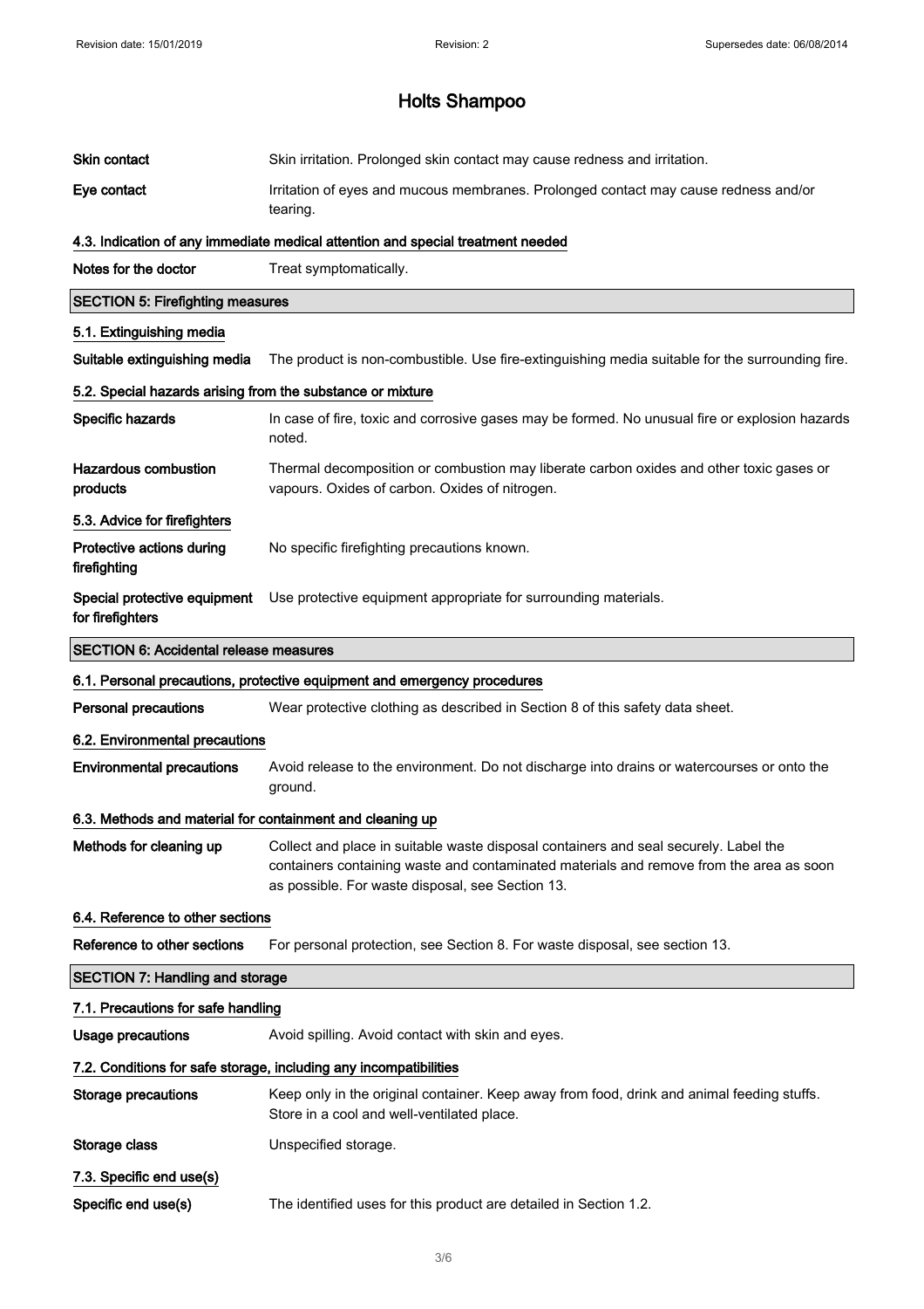# Holts Shampoo

| | |
|---|---|
| **Skin contact** | Skin irritation. Prolonged skin contact may cause redness and irritation. |
| **Eye contact** | Irritation of eyes and mucous membranes. Prolonged contact may cause redness and/or tearing. |

### 4.3. Indication of any immediate medical attention and special treatment needed

| | |
|---|---|
| **Notes for the doctor** | Treat symptomatically. |

## SECTION 5: Firefighting measures

### 5.1. Extinguishing media

| | |
|---|---|
| **Suitable extinguishing media** | The product is non-combustible. Use fire-extinguishing media suitable for the surrounding fire. |

### 5.2. Special hazards arising from the substance or mixture

| | |
|---|---|
| **Specific hazards** | In case of fire, toxic and corrosive gases may be formed. No unusual fire or explosion hazards noted. |
| **Hazardous combustion products** | Thermal decomposition or combustion may liberate carbon oxides and other toxic gases or vapours. Oxides of carbon. Oxides of nitrogen. |

### 5.3. Advice for firefighters

| | |
|---|---|
| **Protective actions during firefighting** | No specific firefighting precautions known. |
| **Special protective equipment for firefighters** | Use protective equipment appropriate for surrounding materials. |

## SECTION 6: Accidental release measures

### 6.1. Personal precautions, protective equipment and emergency procedures

| | |
|---|---|
| **Personal precautions** | Wear protective clothing as described in Section 8 of this safety data sheet. |

### 6.2. Environmental precautions

| | |
|---|---|
| **Environmental precautions** | Avoid release to the environment. Do not discharge into drains or watercourses or onto the ground. |

### 6.3. Methods and material for containment and cleaning up

| | |
|---|---|
| **Methods for cleaning up** | Collect and place in suitable waste disposal containers and seal securely. Label the containers containing waste and contaminated materials and remove from the area as soon as possible. For waste disposal, see Section 13. |

### 6.4. Reference to other sections

| | |
|---|---|
| **Reference to other sections** | For personal protection, see Section 8. For waste disposal, see section 13. |

## SECTION 7: Handling and storage

### 7.1. Precautions for safe handling

| | |
|---|---|
| **Usage precautions** | Avoid spilling. Avoid contact with skin and eyes. |

### 7.2. Conditions for safe storage, including any incompatibilities

| | |
|---|---|
| **Storage precautions** | Keep only in the original container. Keep away from food, drink and animal feeding stuffs. Store in a cool and well-ventilated place. |
| **Storage class** | Unspecified storage. |

### 7.3. Specific end use(s)

| | |
|---|---|
| **Specific end use(s)** | The identified uses for this product are detailed in Section 1.2. |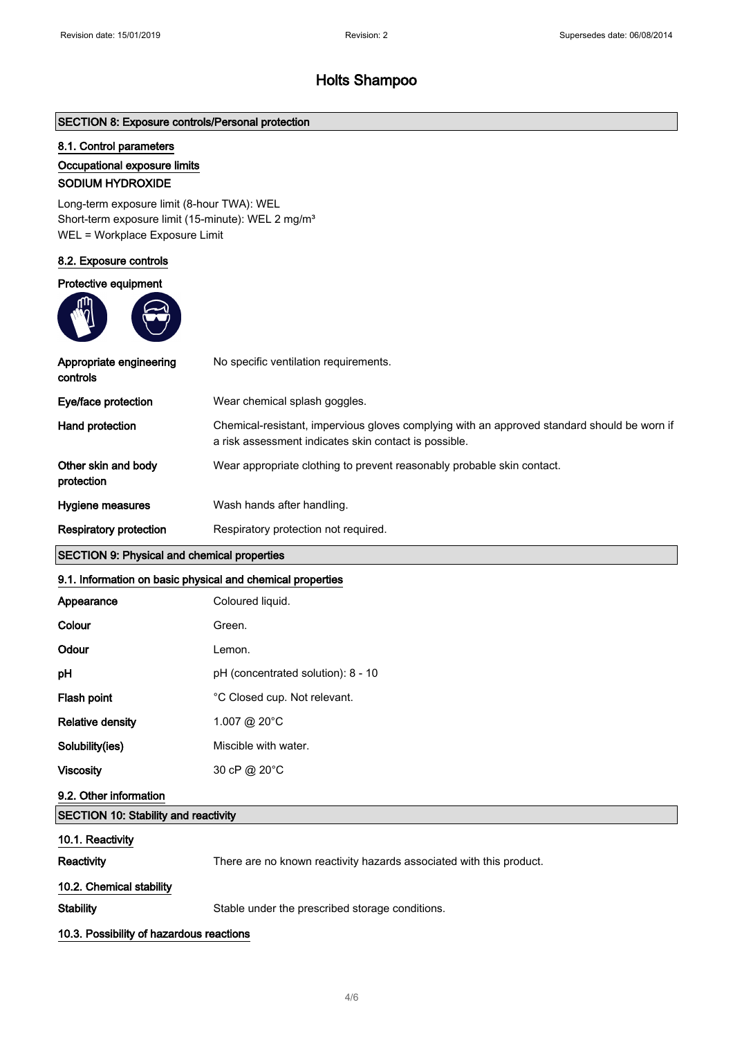# Holts Shampoo

## SECTION 8: Exposure controls/Personal protection

### 8.1. Control parameters

#### Occupational exposure limits

**SODIUM HYDROXIDE**

Long-term exposure limit (8-hour TWA): WEL
Short-term exposure limit (15-minute): WEL 2 mg/m³
WEL = Workplace Exposure Limit

### 8.2. Exposure controls

**Protective equipment**

| | |
|---|---|
| **Appropriate engineering controls** | No specific ventilation requirements. |
| **Eye/face protection** | Wear chemical splash goggles. |
| **Hand protection** | Chemical-resistant, impervious gloves complying with an approved standard should be worn if a risk assessment indicates skin contact is possible. |
| **Other skin and body protection** | Wear appropriate clothing to prevent reasonably probable skin contact. |
| **Hygiene measures** | Wash hands after handling. |
| **Respiratory protection** | Respiratory protection not required. |

## SECTION 9: Physical and chemical properties

### 9.1. Information on basic physical and chemical properties

| | |
|---|---|
| **Appearance** | Coloured liquid. |
| **Colour** | Green. |
| **Odour** | Lemon. |
| **pH** | pH (concentrated solution): 8 - 10 |
| **Flash point** | °C Closed cup. Not relevant. |
| **Relative density** | 1.007 @ 20°C |
| **Solubility(ies)** | Miscible with water. |
| **Viscosity** | 30 cP @ 20°C |

### 9.2. Other information

## SECTION 10: Stability and reactivity

### 10.1. Reactivity

| | |
|---|---|
| **Reactivity** | There are no known reactivity hazards associated with this product. |

### 10.2. Chemical stability

| | |
|---|---|
| **Stability** | Stable under the prescribed storage conditions. |

### 10.3. Possibility of hazardous reactions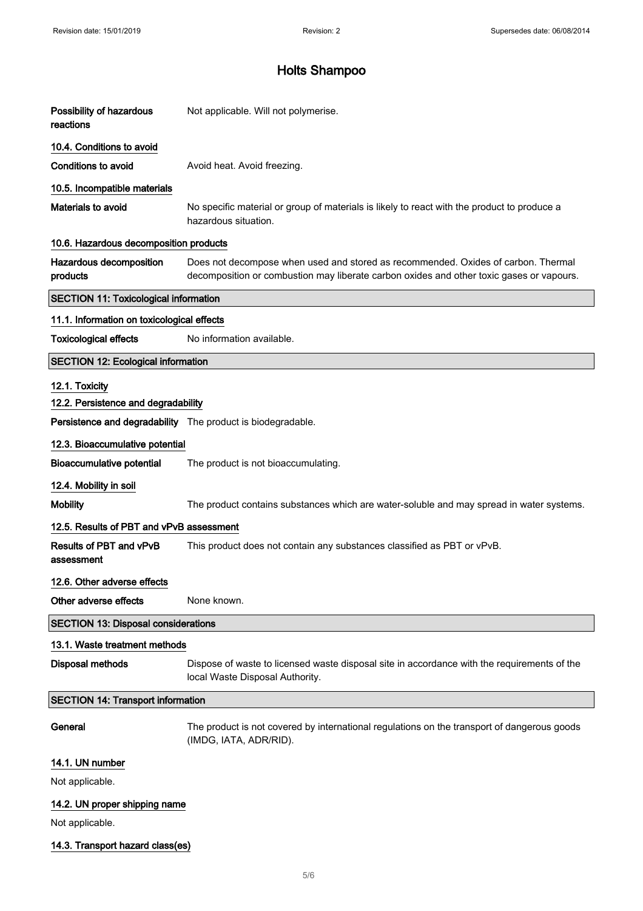**Possibility of hazardous reactions** Not applicable. Will not polymerise.

### 10.4. Conditions to avoid

**Conditions to avoid** Avoid heat. Avoid freezing.

### 10.5. Incompatible materials

**Materials to avoid** No specific material or group of materials is likely to react with the product to produce a hazardous situation.

### 10.6. Hazardous decomposition products

**Hazardous decomposition products** Does not decompose when used and stored as recommended. Oxides of carbon. Thermal decomposition or combustion may liberate carbon oxides and other toxic gases or vapours.

## SECTION 11: Toxicological information

### 11.1. Information on toxicological effects

**Toxicological effects** No information available.

## SECTION 12: Ecological information

### 12.1. Toxicity

### 12.2. Persistence and degradability

**Persistence and degradability** The product is biodegradable.

### 12.3. Bioaccumulative potential

**Bioaccumulative potential** The product is not bioaccumulating.

### 12.4. Mobility in soil

**Mobility** The product contains substances which are water-soluble and may spread in water systems.

### 12.5. Results of PBT and vPvB assessment

**Results of PBT and vPvB assessment** This product does not contain any substances classified as PBT or vPvB.

### 12.6. Other adverse effects

**Other adverse effects** None known.

## SECTION 13: Disposal considerations

### 13.1. Waste treatment methods

**Disposal methods** Dispose of waste to licensed waste disposal site in accordance with the requirements of the local Waste Disposal Authority.

## SECTION 14: Transport information

**General** The product is not covered by international regulations on the transport of dangerous goods (IMDG, IATA, ADR/RID).

### 14.1. UN number

Not applicable.

### 14.2. UN proper shipping name

Not applicable.

### 14.3. Transport hazard class(es)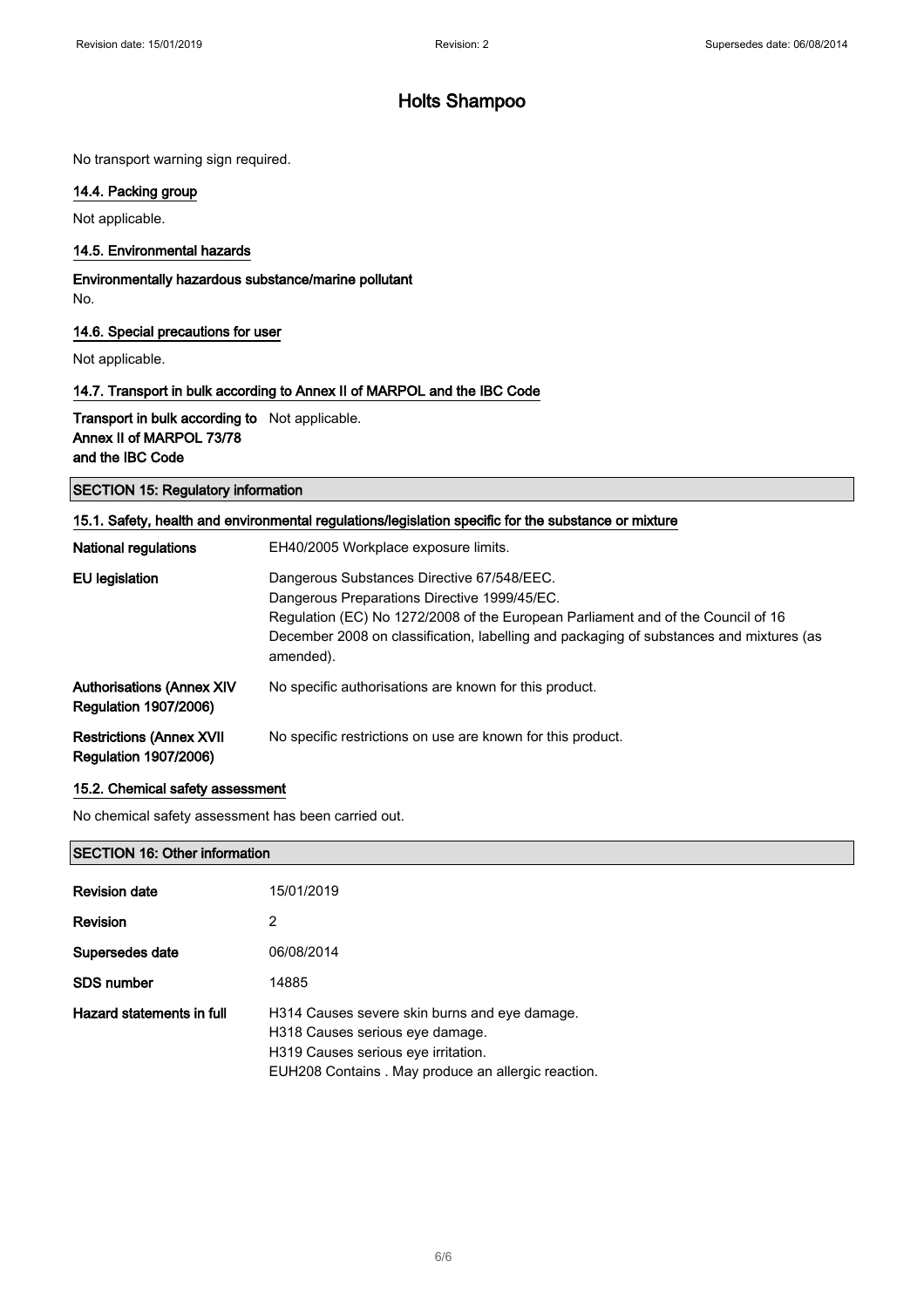No transport warning sign required.

### 14.4. Packing group

Not applicable.

### 14.5. Environmental hazards

**Environmentally hazardous substance/marine pollutant**

No.

### 14.6. Special precautions for user

Not applicable.

### 14.7. Transport in bulk according to Annex II of MARPOL and the IBC Code

| | |
|---|---|
| **Transport in bulk according to Annex II of MARPOL 73/78 and the IBC Code** | Not applicable. |

## SECTION 15: Regulatory information

### 15.1. Safety, health and environmental regulations/legislation specific for the substance or mixture

| | |
|---|---|
| **National regulations** | EH40/2005 Workplace exposure limits. |
| **EU legislation** | Dangerous Substances Directive 67/548/EEC.<br>Dangerous Preparations Directive 1999/45/EC.<br>Regulation (EC) No 1272/2008 of the European Parliament and of the Council of 16 December 2008 on classification, labelling and packaging of substances and mixtures (as amended). |
| **Authorisations (Annex XIV Regulation 1907/2006)** | No specific authorisations are known for this product. |
| **Restrictions (Annex XVII Regulation 1907/2006)** | No specific restrictions on use are known for this product. |

### 15.2. Chemical safety assessment

No chemical safety assessment has been carried out.

## SECTION 16: Other information

| | |
|---|---|
| **Revision date** | 15/01/2019 |
| **Revision** | 2 |
| **Supersedes date** | 06/08/2014 |
| **SDS number** | 14885 |
| **Hazard statements in full** | H314 Causes severe skin burns and eye damage.<br>H318 Causes serious eye damage.<br>H319 Causes serious eye irritation.<br>EUH208 Contains . May produce an allergic reaction. |